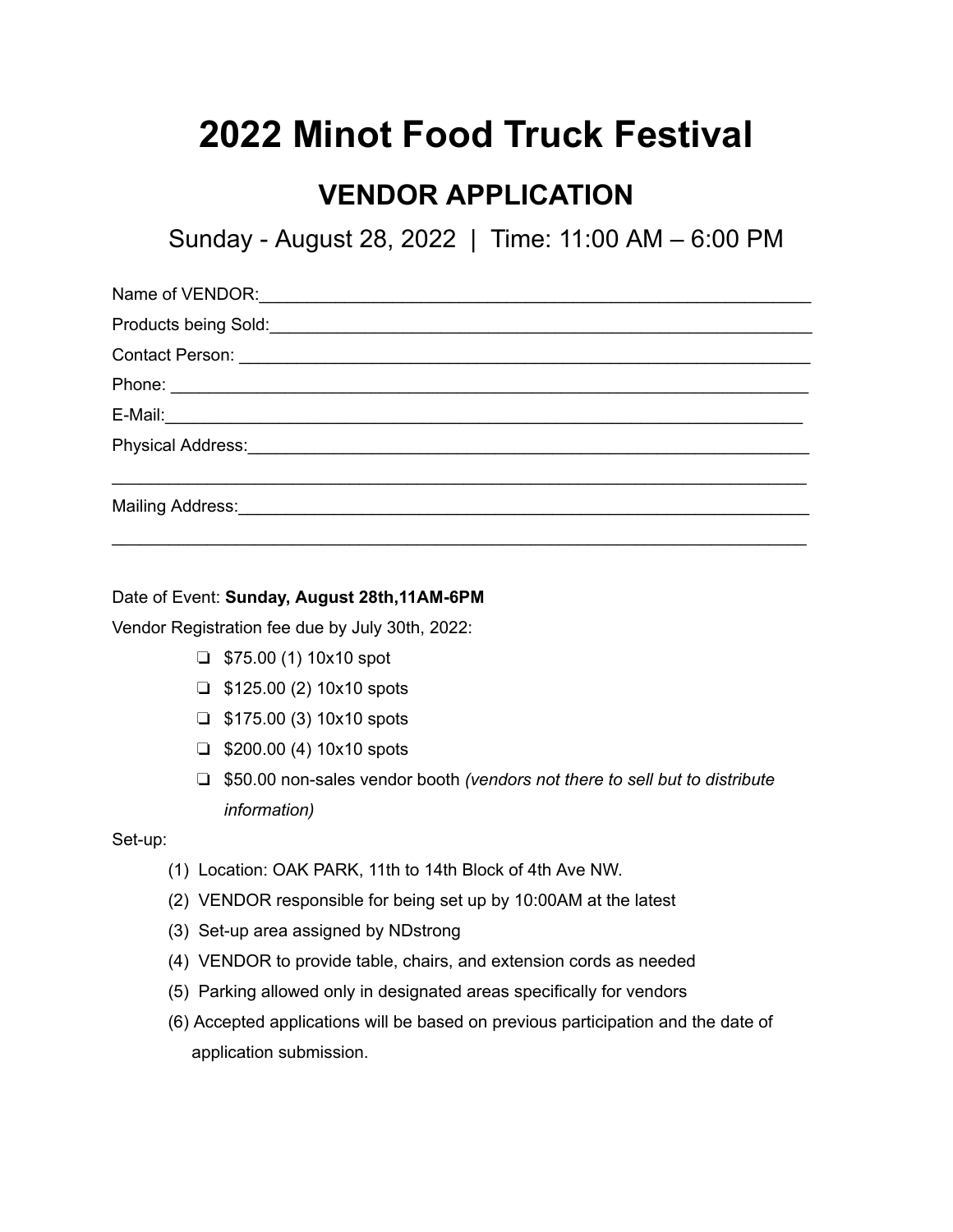# 2022 Minot Food Truck Festival

## VENDOR APPLICATION

Sunday - August 28, 2022 | Time: 11:00 AM – 6:00 PM

Name of VENDOR:___________________________________________________________

Products being Sold:_______________________________________________________

Contact Person: __________________________________________________________

Phone: _________________________________________________________________

E-Mail:_________________________________________________________________

Physical Address:_________________________________________________________

_______________________________________________________________________

Mailing Address:__________________________________________________________

_______________________________________________________________________

Date of Event: **Sunday, August 28th,11AM-6PM**

Vendor Registration fee due by July 30th, 2022:

- ❏ $75.00 (1) 10x10 spot
- ❏ $125.00 (2) 10x10 spots
- ❏ $175.00 (3) 10x10 spots
- ❏ $200.00 (4) 10x10 spots
- ❏ $50.00 non-sales vendor booth *(vendors not there to sell but to distribute information)*

Set-up:

(1) Location: OAK PARK, 11th to 14th Block of 4th Ave NW.

(2) VENDOR responsible for being set up by 10:00AM at the latest

(3) Set-up area assigned by NDstrong

(4) VENDOR to provide table, chairs, and extension cords as needed

(5) Parking allowed only in designated areas specifically for vendors

(6) Accepted applications will be based on previous participation and the date of application submission.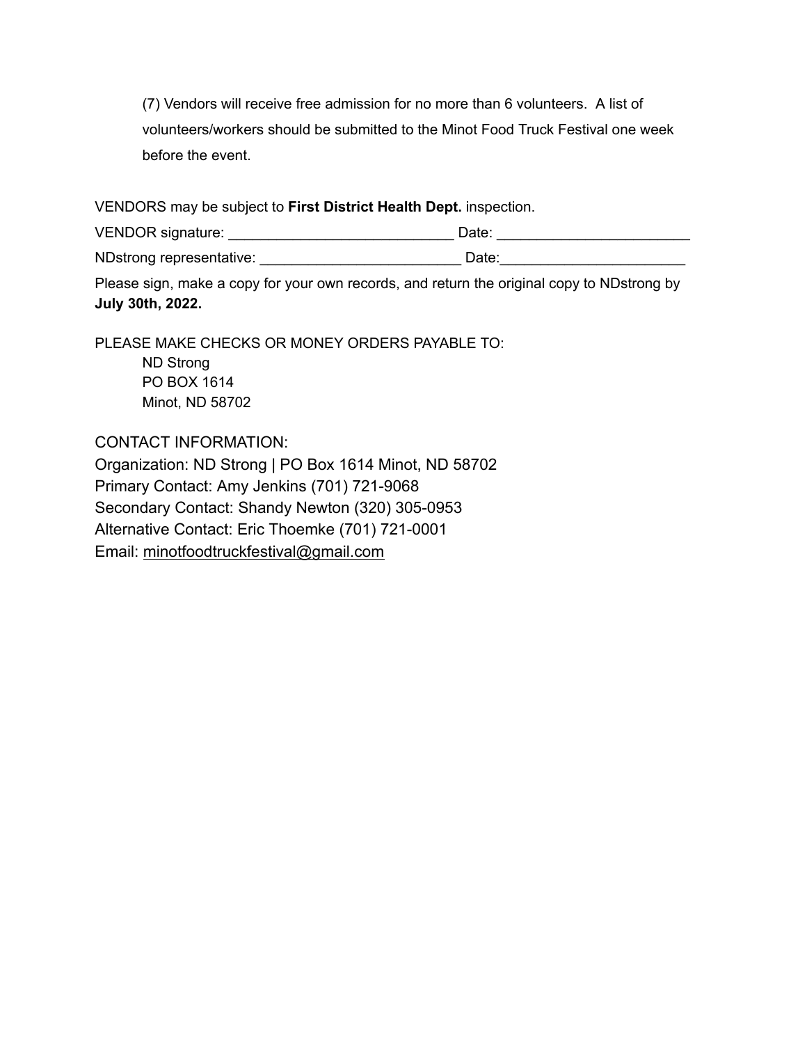(7) Vendors will receive free admission for no more than 6 volunteers. A list of volunteers/workers should be submitted to the Minot Food Truck Festival one week before the event.

VENDORS may be subject to **First District Health Dept.** inspection.

VENDOR signature: ____________________________ Date: ________________________

NDstrong representative: _________________________ Date:______________________

Please sign, make a copy for your own records, and return the original copy to NDstrong by **July 30th, 2022.**

PLEASE MAKE CHECKS OR MONEY ORDERS PAYABLE TO:

ND Strong
PO BOX 1614
Minot, ND 58702

CONTACT INFORMATION:
Organization: ND Strong | PO Box 1614 Minot, ND 58702
Primary Contact: Amy Jenkins (701) 721-9068
Secondary Contact: Shandy Newton (320) 305-0953
Alternative Contact: Eric Thoemke (701) 721-0001
Email: minotfoodtruckfestival@gmail.com